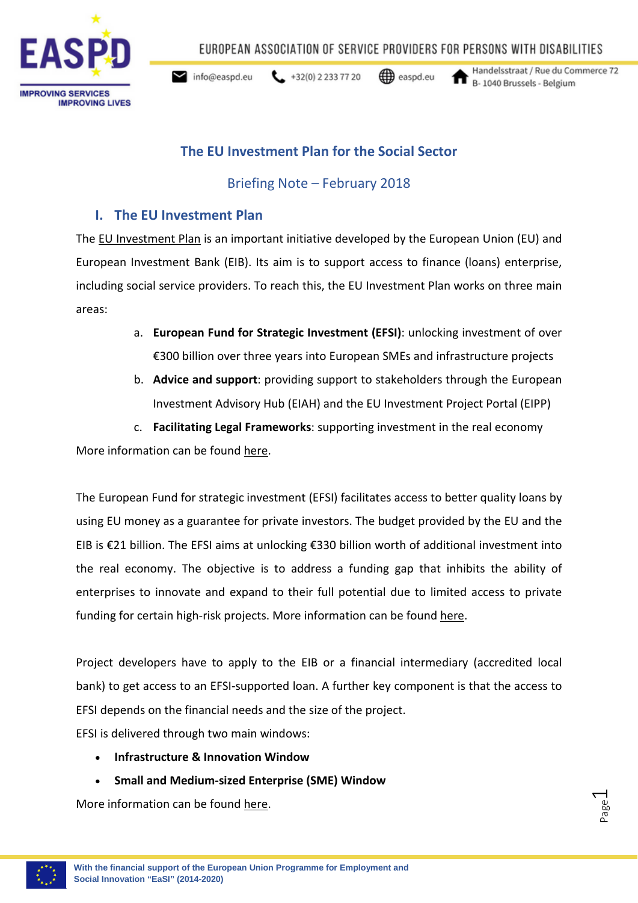# The EU Investment Plan for the Social Sector

Briefing Note – February 2018

## I. The EU Investment Plan

The EU Investment Plan is an important initiative developed by the European Union (EU) and European Investment Bank (EIB). Its aim is to support access to finance (loans) enterprise, including social service providers. To reach this, the EU Investment Plan works on three main areas:

a. **European Fund for Strategic Investment (EFSI)**: unlocking investment of over €300 billion over three years into European SMEs and infrastructure projects
b. **Advice and support**: providing support to stakeholders through the European Investment Advisory Hub (EIAH) and the EU Investment Project Portal (EIPP)
c. **Facilitating Legal Frameworks**: supporting investment in the real economy

More information can be found here.

The European Fund for strategic investment (EFSI) facilitates access to better quality loans by using EU money as a guarantee for private investors. The budget provided by the EU and the EIB is €21 billion. The EFSI aims at unlocking €330 billion worth of additional investment into the real economy. The objective is to address a funding gap that inhibits the ability of enterprises to innovate and expand to their full potential due to limited access to private funding for certain high-risk projects. More information can be found here.

Project developers have to apply to the EIB or a financial intermediary (accredited local bank) to get access to an EFSI-supported loan. A further key component is that the access to EFSI depends on the financial needs and the size of the project.

EFSI is delivered through two main windows:

- **Infrastructure & Innovation Window**
- **Small and Medium-sized Enterprise (SME) Window**

More information can be found here.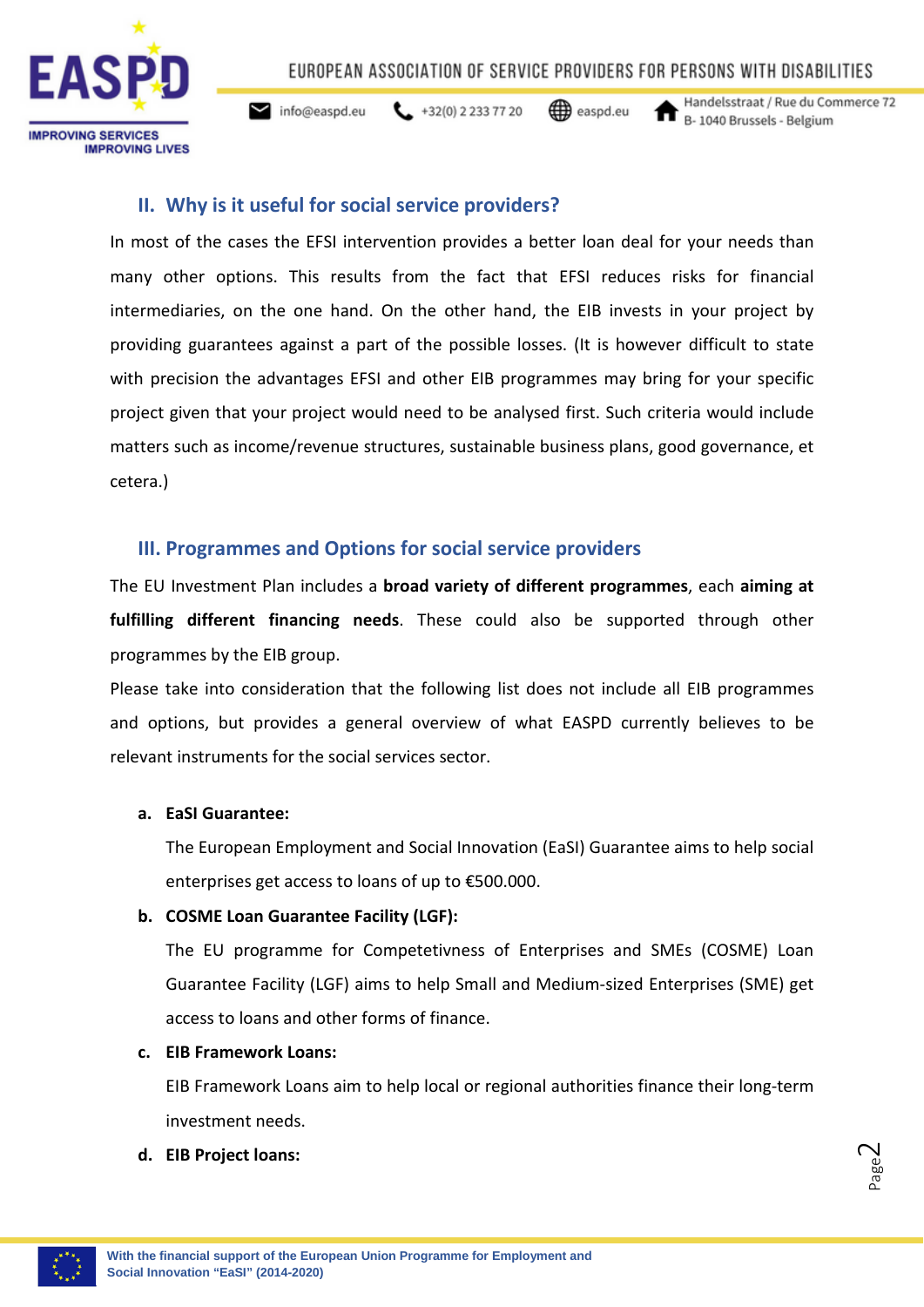## II. Why is it useful for social service providers?

In most of the cases the EFSI intervention provides a better loan deal for your needs than many other options. This results from the fact that EFSI reduces risks for financial intermediaries, on the one hand. On the other hand, the EIB invests in your project by providing guarantees against a part of the possible losses. (It is however difficult to state with precision the advantages EFSI and other EIB programmes may bring for your specific project given that your project would need to be analysed first. Such criteria would include matters such as income/revenue structures, sustainable business plans, good governance, et cetera.)

## III. Programmes and Options for social service providers

The EU Investment Plan includes a **broad variety of different programmes**, each **aiming at fulfilling different financing needs**. These could also be supported through other programmes by the EIB group.

Please take into consideration that the following list does not include all EIB programmes and options, but provides a general overview of what EASPD currently believes to be relevant instruments for the social services sector.

**a. EaSI Guarantee:**

The European Employment and Social Innovation (EaSI) Guarantee aims to help social enterprises get access to loans of up to €500.000.

**b. COSME Loan Guarantee Facility (LGF):**

The EU programme for Competetivness of Enterprises and SMEs (COSME) Loan Guarantee Facility (LGF) aims to help Small and Medium-sized Enterprises (SME) get access to loans and other forms of finance.

**c. EIB Framework Loans:**

EIB Framework Loans aim to help local or regional authorities finance their long-term investment needs.

**d. EIB Project loans:**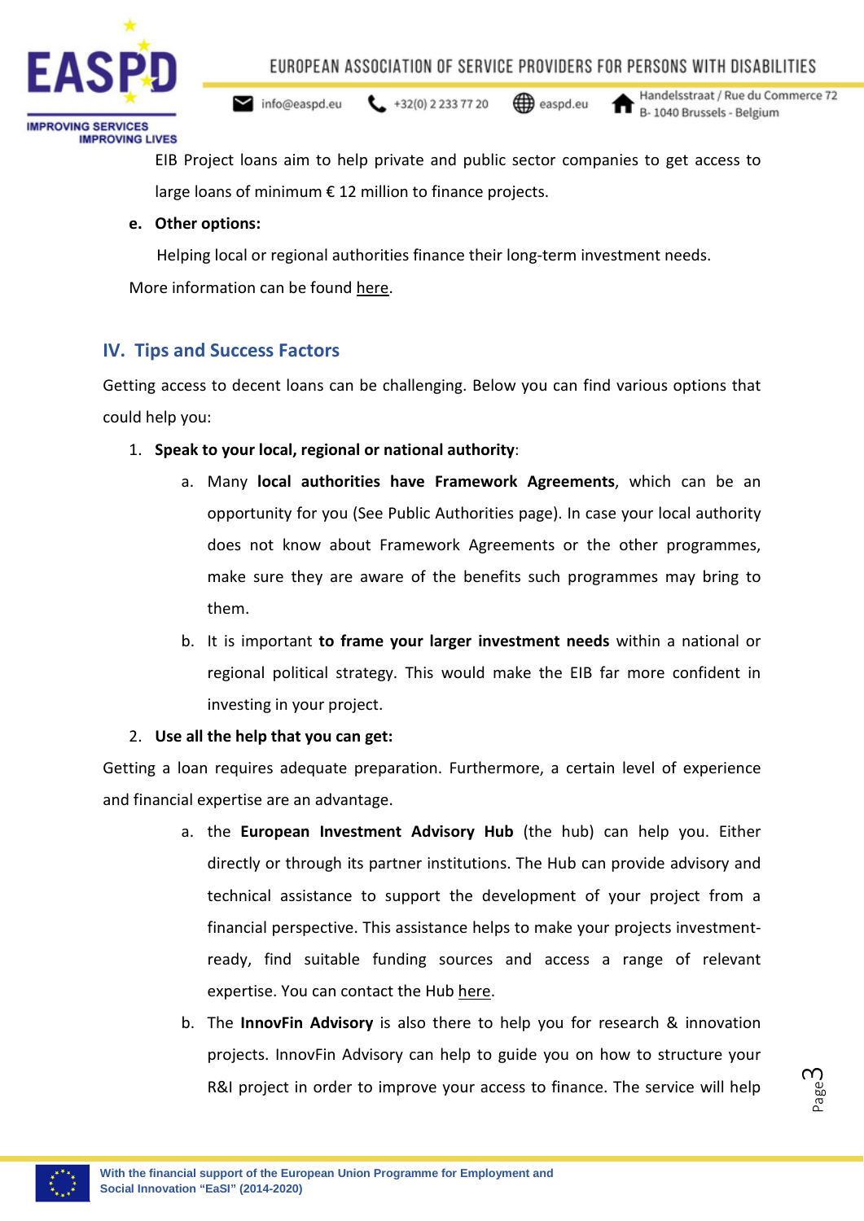EIB Project loans aim to help private and public sector companies to get access to large loans of minimum € 12 million to finance projects.

**e. Other options:**

Helping local or regional authorities finance their long-term investment needs.

More information can be found here.

## IV. Tips and Success Factors

Getting access to decent loans can be challenging. Below you can find various options that could help you:

1. **Speak to your local, regional or national authority**:
   a. Many **local authorities have Framework Agreements**, which can be an opportunity for you (See Public Authorities page). In case your local authority does not know about Framework Agreements or the other programmes, make sure they are aware of the benefits such programmes may bring to them.
   b. It is important **to frame your larger investment needs** within a national or regional political strategy. This would make the EIB far more confident in investing in your project.
2. **Use all the help that you can get:**

Getting a loan requires adequate preparation. Furthermore, a certain level of experience and financial expertise are an advantage.

   a. the **European Investment Advisory Hub** (the hub) can help you. Either directly or through its partner institutions. The Hub can provide advisory and technical assistance to support the development of your project from a financial perspective. This assistance helps to make your projects investment-ready, find suitable funding sources and access a range of relevant expertise. You can contact the Hub here.
   b. The **InnovFin Advisory** is also there to help you for research & innovation projects. InnovFin Advisory can help to guide you on how to structure your R&I project in order to improve your access to finance. The service will help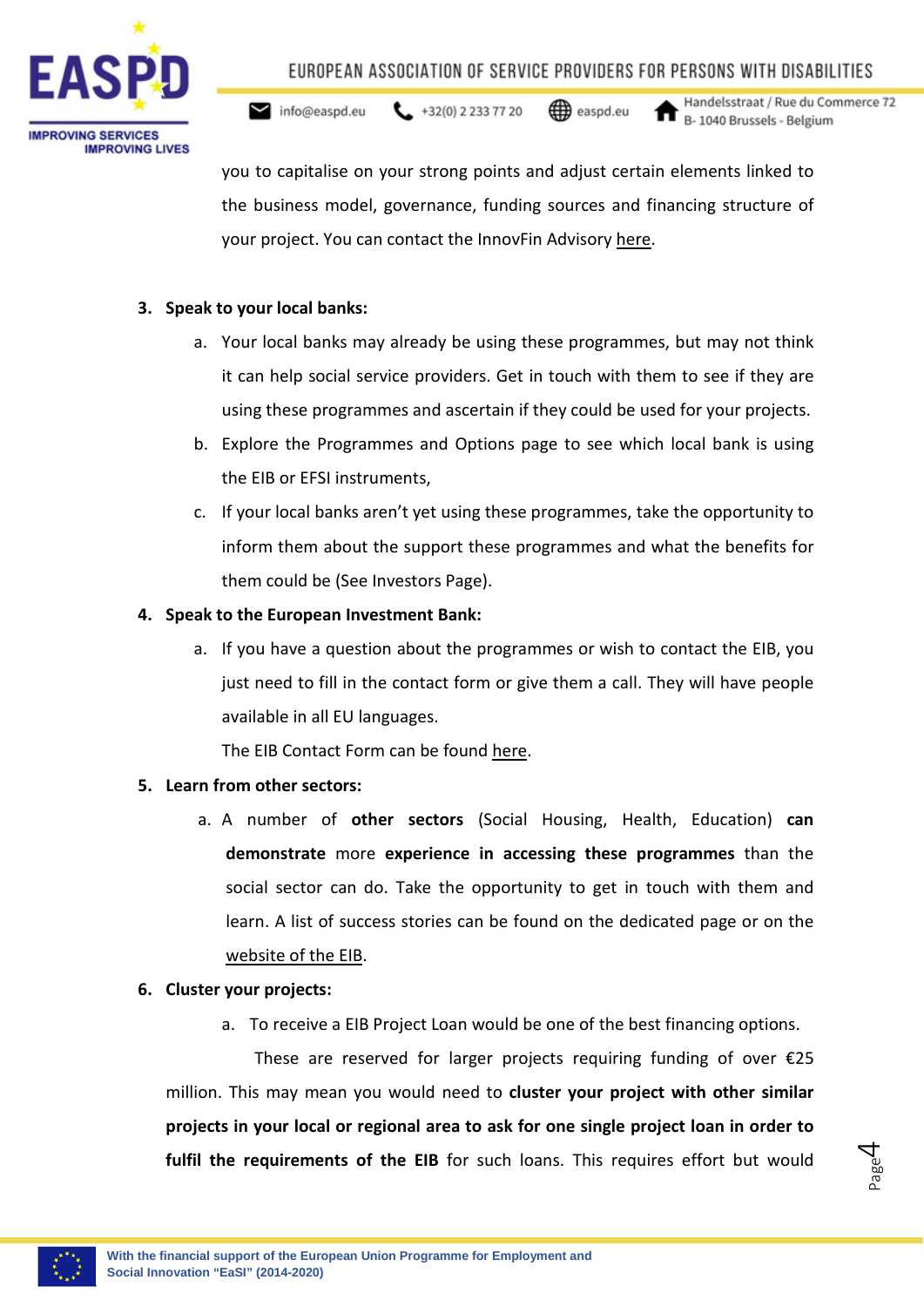you to capitalise on your strong points and adjust certain elements linked to the business model, governance, funding sources and financing structure of your project. You can contact the InnovFin Advisory here.

3. **Speak to your local banks:**
    a. Your local banks may already be using these programmes, but may not think it can help social service providers. Get in touch with them to see if they are using these programmes and ascertain if they could be used for your projects.
    b. Explore the Programmes and Options page to see which local bank is using the EIB or EFSI instruments,
    c. If your local banks aren't yet using these programmes, take the opportunity to inform them about the support these programmes and what the benefits for them could be (See Investors Page).

4. **Speak to the European Investment Bank:**
    a. If you have a question about the programmes or wish to contact the EIB, you just need to fill in the contact form or give them a call. They will have people available in all EU languages.

    The EIB Contact Form can be found here.

5. **Learn from other sectors:**
    a. A number of **other sectors** (Social Housing, Health, Education) **can demonstrate** more **experience in accessing these programmes** than the social sector can do. Take the opportunity to get in touch with them and learn. A list of success stories can be found on the dedicated page or on the website of the EIB.

6. **Cluster your projects:**
    a. To receive a EIB Project Loan would be one of the best financing options.

These are reserved for larger projects requiring funding of over €25 million. This may mean you would need to **cluster your project with other similar projects in your local or regional area to ask for one single project loan in order to fulfil the requirements of the EIB** for such loans. This requires effort but would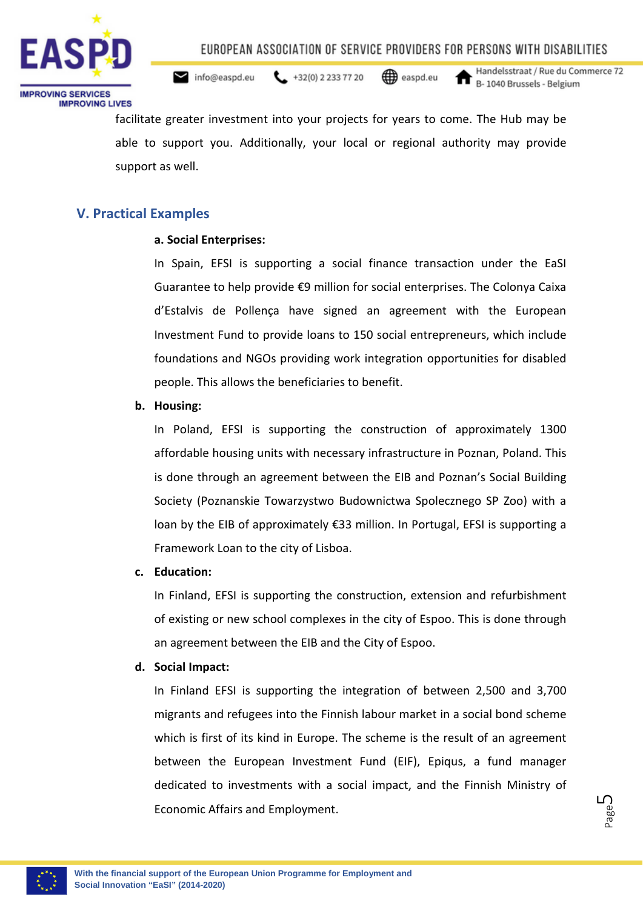facilitate greater investment into your projects for years to come. The Hub may be able to support you. Additionally, your local or regional authority may provide support as well.

## V. Practical Examples

**a. Social Enterprises:**

In Spain, EFSI is supporting a social finance transaction under the EaSI Guarantee to help provide €9 million for social enterprises. The Colonya Caixa d'Estalvis de Pollença have signed an agreement with the European Investment Fund to provide loans to 150 social entrepreneurs, which include foundations and NGOs providing work integration opportunities for disabled people. This allows the beneficiaries to benefit.

**b. Housing:**

In Poland, EFSI is supporting the construction of approximately 1300 affordable housing units with necessary infrastructure in Poznan, Poland. This is done through an agreement between the EIB and Poznan's Social Building Society (Poznanskie Towarzystwo Budownictwa Spolecznego SP Zoo) with a loan by the EIB of approximately €33 million. In Portugal, EFSI is supporting a Framework Loan to the city of Lisboa.

**c. Education:**

In Finland, EFSI is supporting the construction, extension and refurbishment of existing or new school complexes in the city of Espoo. This is done through an agreement between the EIB and the City of Espoo.

**d. Social Impact:**

In Finland EFSI is supporting the integration of between 2,500 and 3,700 migrants and refugees into the Finnish labour market in a social bond scheme which is first of its kind in Europe. The scheme is the result of an agreement between the European Investment Fund (EIF), Epiqus, a fund manager dedicated to investments with a social impact, and the Finnish Ministry of Economic Affairs and Employment.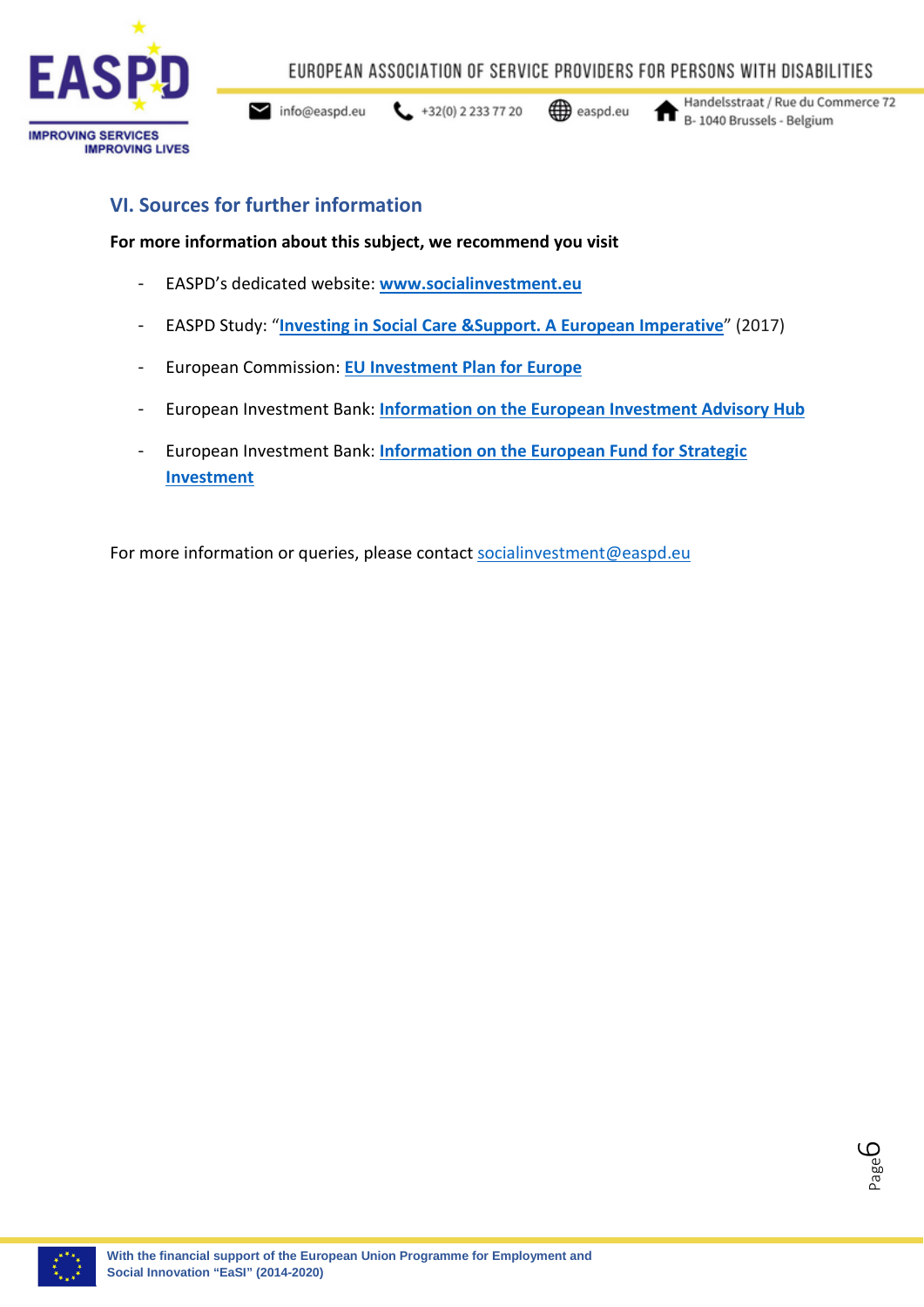## VI. Sources for further information

**For more information about this subject, we recommend you visit**

- EASPD's dedicated website: **www.socialinvestment.eu**
- EASPD Study: "**Investing in Social Care &Support. A European Imperative**" (2017)
- European Commission: **EU Investment Plan for Europe**
- European Investment Bank: **Information on the European Investment Advisory Hub**
- European Investment Bank: **Information on the European Fund for Strategic Investment**

For more information or queries, please contact socialinvestment@easpd.eu